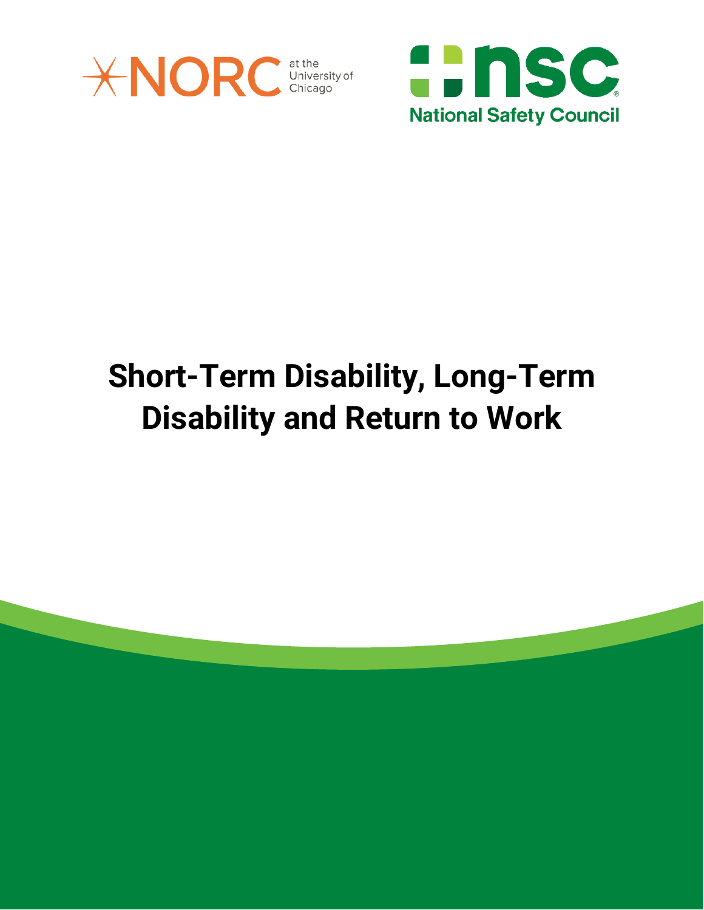NORC at the University of Chicago

National Safety Council

# Short-Term Disability, Long-Term Disability and Return to Work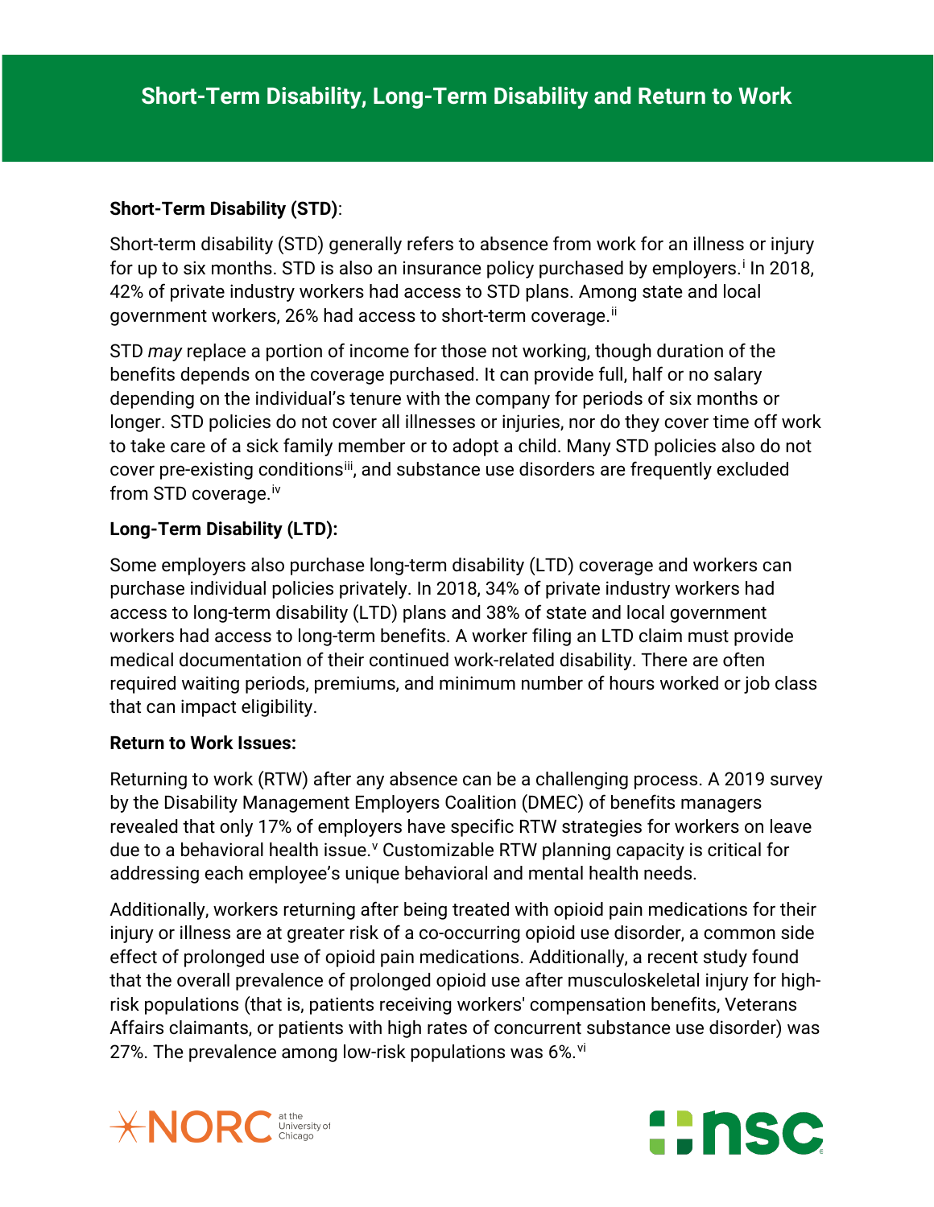# Short-Term Disability, Long-Term Disability and Return to Work

**Short-Term Disability (STD)**:

Short-term disability (STD) generally refers to absence from work for an illness or injury for up to six months. STD is also an insurance policy purchased by employers.[i] In 2018, 42% of private industry workers had access to STD plans. Among state and local government workers, 26% had access to short-term coverage.[ii]

STD *may* replace a portion of income for those not working, though duration of the benefits depends on the coverage purchased. It can provide full, half or no salary depending on the individual's tenure with the company for periods of six months or longer. STD policies do not cover all illnesses or injuries, nor do they cover time off work to take care of a sick family member or to adopt a child. Many STD policies also do not cover pre-existing conditions[iii], and substance use disorders are frequently excluded from STD coverage.[iv]

**Long-Term Disability (LTD):**

Some employers also purchase long-term disability (LTD) coverage and workers can purchase individual policies privately. In 2018, 34% of private industry workers had access to long-term disability (LTD) plans and 38% of state and local government workers had access to long-term benefits. A worker filing an LTD claim must provide medical documentation of their continued work-related disability. There are often required waiting periods, premiums, and minimum number of hours worked or job class that can impact eligibility.

**Return to Work Issues:**

Returning to work (RTW) after any absence can be a challenging process. A 2019 survey by the Disability Management Employers Coalition (DMEC) of benefits managers revealed that only 17% of employers have specific RTW strategies for workers on leave due to a behavioral health issue.[v] Customizable RTW planning capacity is critical for addressing each employee's unique behavioral and mental health needs.

Additionally, workers returning after being treated with opioid pain medications for their injury or illness are at greater risk of a co-occurring opioid use disorder, a common side effect of prolonged use of opioid pain medications. Additionally, a recent study found that the overall prevalence of prolonged opioid use after musculoskeletal injury for high-risk populations (that is, patients receiving workers' compensation benefits, Veterans Affairs claimants, or patients with high rates of concurrent substance use disorder) was 27%. The prevalence among low-risk populations was 6%.[vi]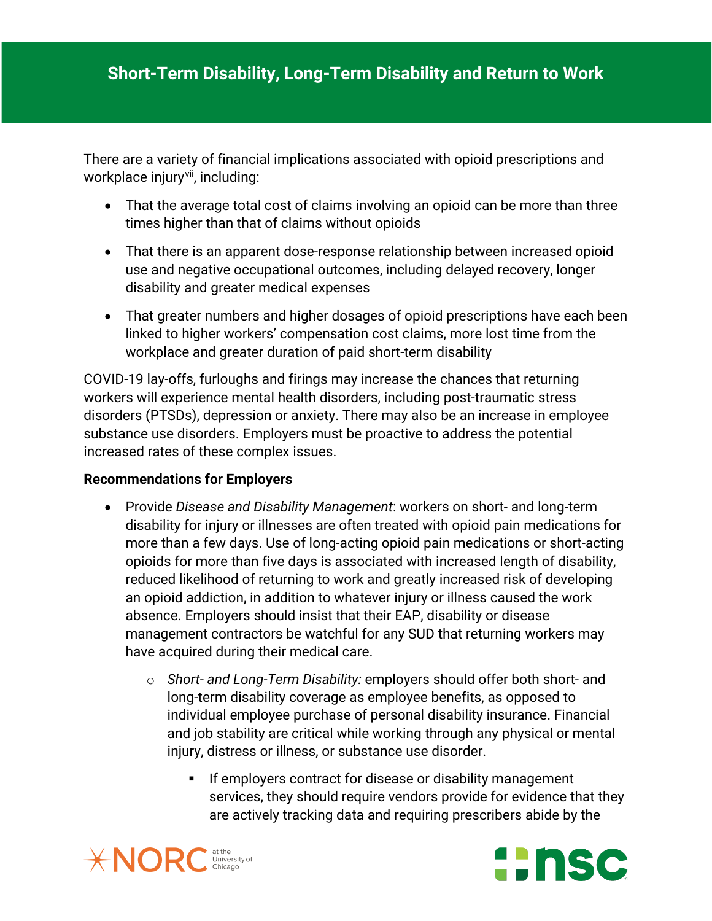# Short-Term Disability, Long-Term Disability and Return to Work

There are a variety of financial implications associated with opioid prescriptions and workplace injury[vii], including:

- That the average total cost of claims involving an opioid can be more than three times higher than that of claims without opioids
- That there is an apparent dose-response relationship between increased opioid use and negative occupational outcomes, including delayed recovery, longer disability and greater medical expenses
- That greater numbers and higher dosages of opioid prescriptions have each been linked to higher workers' compensation cost claims, more lost time from the workplace and greater duration of paid short-term disability

COVID-19 lay-offs, furloughs and firings may increase the chances that returning workers will experience mental health disorders, including post-traumatic stress disorders (PTSDs), depression or anxiety. There may also be an increase in employee substance use disorders. Employers must be proactive to address the potential increased rates of these complex issues.

**Recommendations for Employers**

- Provide *Disease and Disability Management*: workers on short- and long-term disability for injury or illnesses are often treated with opioid pain medications for more than a few days. Use of long-acting opioid pain medications or short-acting opioids for more than five days is associated with increased length of disability, reduced likelihood of returning to work and greatly increased risk of developing an opioid addiction, in addition to whatever injury or illness caused the work absence. Employers should insist that their EAP, disability or disease management contractors be watchful for any SUD that returning workers may have acquired during their medical care.
  - *Short- and Long-Term Disability:* employers should offer both short- and long-term disability coverage as employee benefits, as opposed to individual employee purchase of personal disability insurance. Financial and job stability are critical while working through any physical or mental injury, distress or illness, or substance use disorder.
    - If employers contract for disease or disability management services, they should require vendors provide for evidence that they are actively tracking data and requiring prescribers abide by the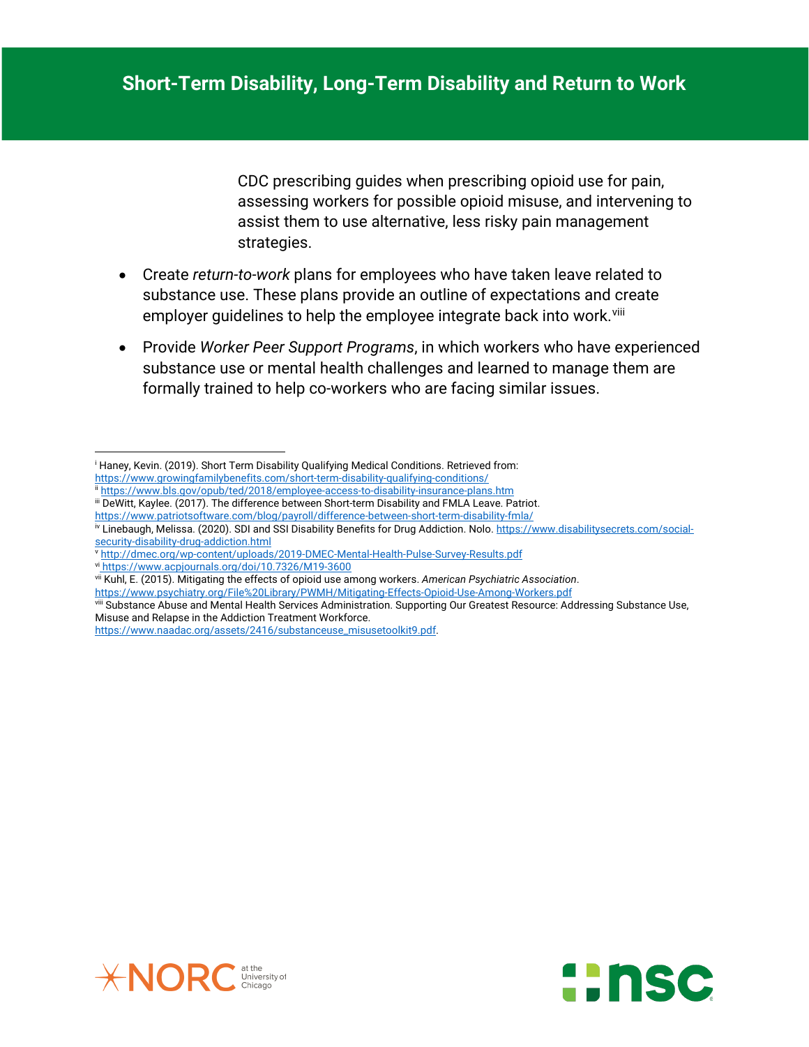CDC prescribing guides when prescribing opioid use for pain, assessing workers for possible opioid misuse, and intervening to assist them to use alternative, less risky pain management strategies.

- Create *return-to-work* plans for employees who have taken leave related to substance use. These plans provide an outline of expectations and create employer guidelines to help the employee integrate back into work.[viii]
- Provide *Worker Peer Support Programs*, in which workers who have experienced substance use or mental health challenges and learned to manage them are formally trained to help co-workers who are facing similar issues.

---

[i] Haney, Kevin. (2019). Short Term Disability Qualifying Medical Conditions. Retrieved from: https://www.growingfamilybenefits.com/short-term-disability-qualifying-conditions/

[ii] https://www.bls.gov/opub/ted/2018/employee-access-to-disability-insurance-plans.htm

[iii] DeWitt, Kaylee. (2017). The difference between Short-term Disability and FMLA Leave. Patriot. https://www.patriotsoftware.com/blog/payroll/difference-between-short-term-disability-fmla/

[iv] Linebaugh, Melissa. (2020). SDI and SSI Disability Benefits for Drug Addiction. Nolo. https://www.disabilitysecrets.com/social-security-disability-drug-addiction.html

[v] http://dmec.org/wp-content/uploads/2019-DMEC-Mental-Health-Pulse-Survey-Results.pdf

[vi] https://www.acpjournals.org/doi/10.7326/M19-3600

[vii] Kuhl, E. (2015). Mitigating the effects of opioid use among workers. *American Psychiatric Association*. https://www.psychiatry.org/File%20Library/PWMH/Mitigating-Effects-Opioid-Use-Among-Workers.pdf

[viii] Substance Abuse and Mental Health Services Administration. Supporting Our Greatest Resource: Addressing Substance Use, Misuse and Relapse in the Addiction Treatment Workforce. https://www.naadac.org/assets/2416/substanceuse_misusetoolkit9.pdf.